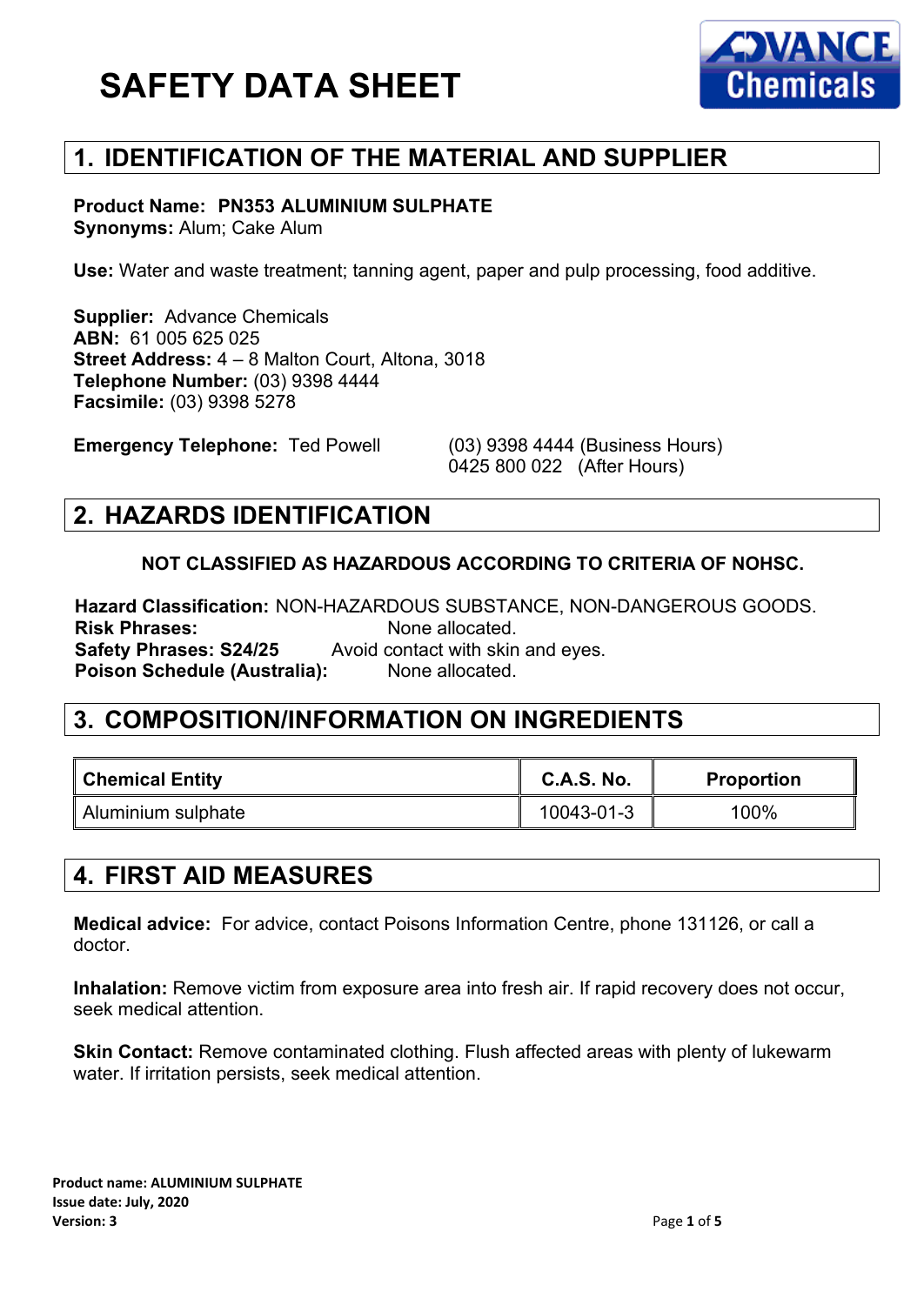# SAFETY DATA SHEET

## 1. IDENTIFICATION OF THE MATERIAL AND SUPPLIER

**Product Name: PN353 ALUMINIUM SULPHATE**
**Synonyms:** Alum; Cake Alum

**Use:** Water and waste treatment; tanning agent, paper and pulp processing, food additive.

**Supplier:** Advance Chemicals
**ABN:** 61 005 625 025
**Street Address:** 4 – 8 Malton Court, Altona, 3018
**Telephone Number:** (03) 9398 4444
**Facsimile:** (03) 9398 5278

**Emergency Telephone:** Ted Powell — (03) 9398 4444 (Business Hours), 0425 800 022 (After Hours)

## 2. HAZARDS IDENTIFICATION

**NOT CLASSIFIED AS HAZARDOUS ACCORDING TO CRITERIA OF NOHSC.**

**Hazard Classification:** NON-HAZARDOUS SUBSTANCE, NON-DANGEROUS GOODS.
**Risk Phrases:** None allocated.
**Safety Phrases: S24/25** Avoid contact with skin and eyes.
**Poison Schedule (Australia):** None allocated.

## 3. COMPOSITION/INFORMATION ON INGREDIENTS

| Chemical Entity | C.A.S. No. | Proportion |
|---|---|---|
| Aluminium sulphate | 10043-01-3 | 100% |

## 4. FIRST AID MEASURES

**Medical advice:** For advice, contact Poisons Information Centre, phone 131126, or call a doctor.

**Inhalation:** Remove victim from exposure area into fresh air. If rapid recovery does not occur, seek medical attention.

**Skin Contact:** Remove contaminated clothing. Flush affected areas with plenty of lukewarm water. If irritation persists, seek medical attention.

**Product name: ALUMINIUM SULPHATE**
**Issue date: July, 2020**
**Version: 3**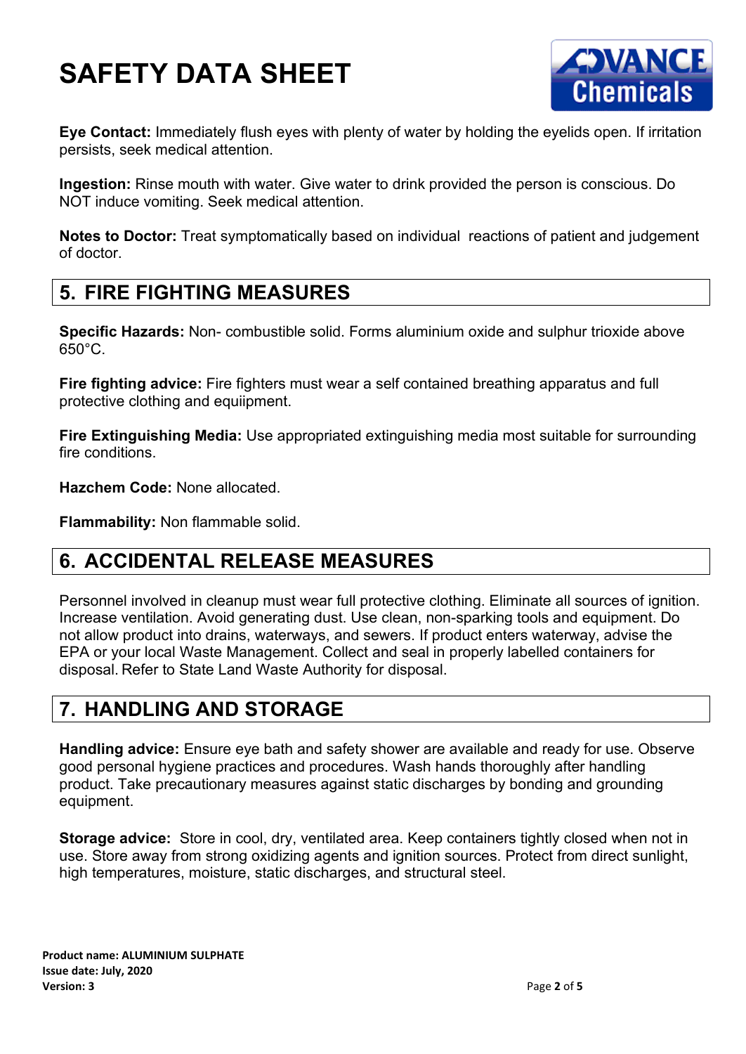**Eye Contact:** Immediately flush eyes with plenty of water by holding the eyelids open. If irritation persists, seek medical attention.

**Ingestion:** Rinse mouth with water. Give water to drink provided the person is conscious. Do NOT induce vomiting. Seek medical attention.

**Notes to Doctor:** Treat symptomatically based on individual reactions of patient and judgement of doctor.

## 5. FIRE FIGHTING MEASURES

**Specific Hazards:** Non- combustible solid. Forms aluminium oxide and sulphur trioxide above 650°C.

**Fire fighting advice:** Fire fighters must wear a self contained breathing apparatus and full protective clothing and equiipment.

**Fire Extinguishing Media:** Use appropriated extinguishing media most suitable for surrounding fire conditions.

**Hazchem Code:** None allocated.

**Flammability:** Non flammable solid.

## 6. ACCIDENTAL RELEASE MEASURES

Personnel involved in cleanup must wear full protective clothing. Eliminate all sources of ignition. Increase ventilation. Avoid generating dust. Use clean, non-sparking tools and equipment. Do not allow product into drains, waterways, and sewers. If product enters waterway, advise the EPA or your local Waste Management. Collect and seal in properly labelled containers for disposal. Refer to State Land Waste Authority for disposal.

## 7. HANDLING AND STORAGE

**Handling advice:** Ensure eye bath and safety shower are available and ready for use. Observe good personal hygiene practices and procedures. Wash hands thoroughly after handling product. Take precautionary measures against static discharges by bonding and grounding equipment.

**Storage advice:** Store in cool, dry, ventilated area. Keep containers tightly closed when not in use. Store away from strong oxidizing agents and ignition sources. Protect from direct sunlight, high temperatures, moisture, static discharges, and structural steel.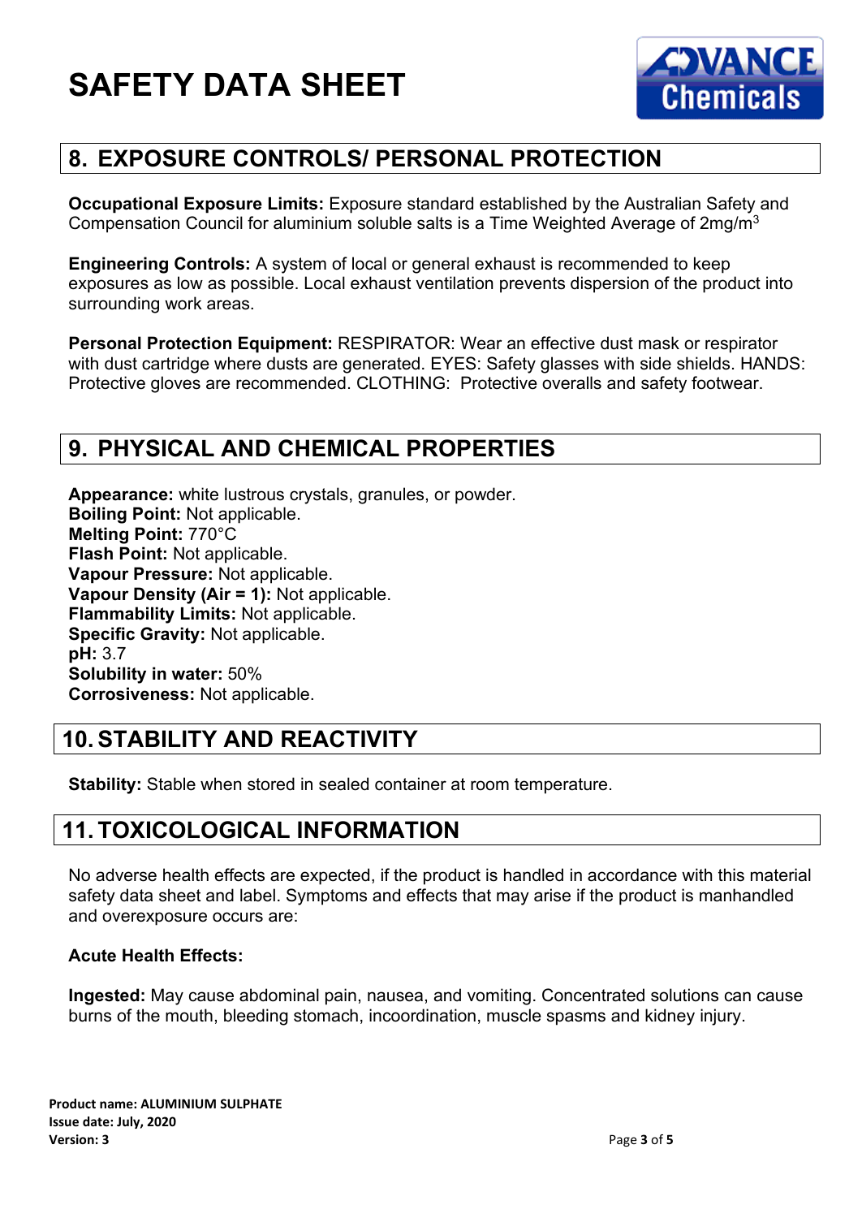# SAFETY DATA SHEET

## 8. EXPOSURE CONTROLS/ PERSONAL PROTECTION

**Occupational Exposure Limits:** Exposure standard established by the Australian Safety and Compensation Council for aluminium soluble salts is a Time Weighted Average of 2mg/m$^3$

**Engineering Controls:** A system of local or general exhaust is recommended to keep exposures as low as possible. Local exhaust ventilation prevents dispersion of the product into surrounding work areas.

**Personal Protection Equipment:** RESPIRATOR: Wear an effective dust mask or respirator with dust cartridge where dusts are generated. EYES: Safety glasses with side shields. HANDS: Protective gloves are recommended. CLOTHING: Protective overalls and safety footwear.

## 9. PHYSICAL AND CHEMICAL PROPERTIES

**Appearance:** white lustrous crystals, granules, or powder.
**Boiling Point:** Not applicable.
**Melting Point:** 770°C
**Flash Point:** Not applicable.
**Vapour Pressure:** Not applicable.
**Vapour Density (Air = 1):** Not applicable.
**Flammability Limits:** Not applicable.
**Specific Gravity:** Not applicable.
**pH:** 3.7
**Solubility in water:** 50%
**Corrosiveness:** Not applicable.

## 10. STABILITY AND REACTIVITY

**Stability:** Stable when stored in sealed container at room temperature.

## 11. TOXICOLOGICAL INFORMATION

No adverse health effects are expected, if the product is handled in accordance with this material safety data sheet and label. Symptoms and effects that may arise if the product is manhandled and overexposure occurs are:

**Acute Health Effects:**

**Ingested:** May cause abdominal pain, nausea, and vomiting. Concentrated solutions can cause burns of the mouth, bleeding stomach, incoordination, muscle spasms and kidney injury.

**Product name: ALUMINIUM SULPHATE**
**Issue date: July, 2020**
**Version: 3**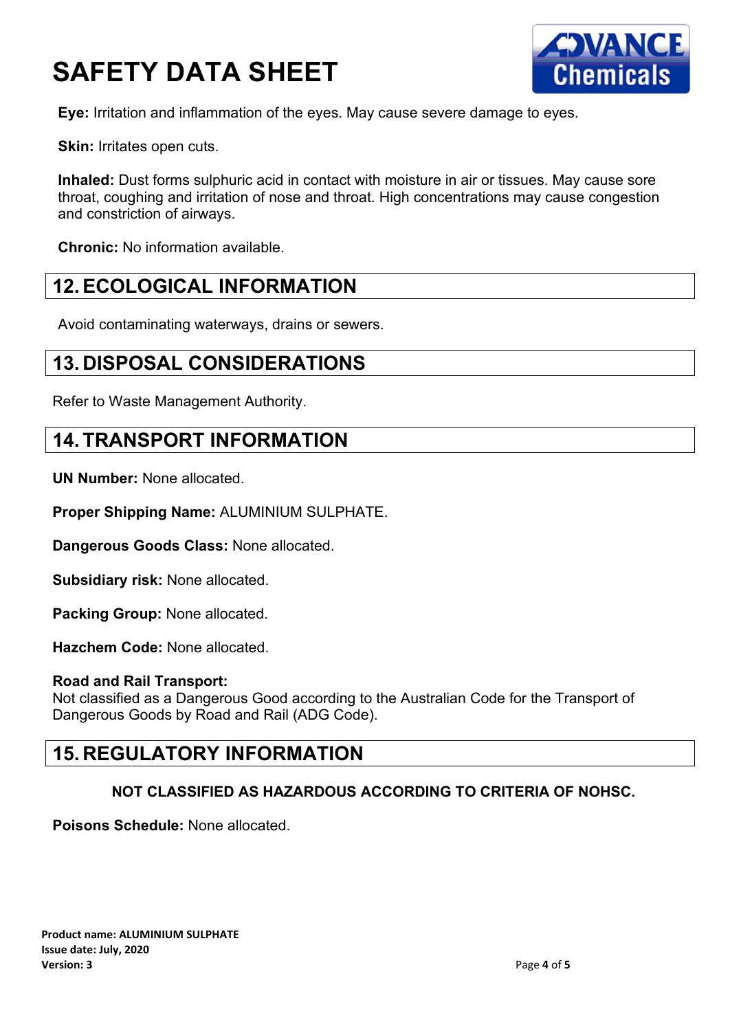**Eye:** Irritation and inflammation of the eyes. May cause severe damage to eyes.

**Skin:** Irritates open cuts.

**Inhaled:** Dust forms sulphuric acid in contact with moisture in air or tissues. May cause sore throat, coughing and irritation of nose and throat. High concentrations may cause congestion and constriction of airways.

**Chronic:** No information available.

## 12. ECOLOGICAL INFORMATION

Avoid contaminating waterways, drains or sewers.

## 13. DISPOSAL CONSIDERATIONS

Refer to Waste Management Authority.

## 14. TRANSPORT INFORMATION

**UN Number:** None allocated.

**Proper Shipping Name:** ALUMINIUM SULPHATE.

**Dangerous Goods Class:** None allocated.

**Subsidiary risk:** None allocated.

**Packing Group:** None allocated.

**Hazchem Code:** None allocated.

**Road and Rail Transport:**
Not classified as a Dangerous Good according to the Australian Code for the Transport of Dangerous Goods by Road and Rail (ADG Code).

## 15. REGULATORY INFORMATION

**NOT CLASSIFIED AS HAZARDOUS ACCORDING TO CRITERIA OF NOHSC.**

**Poisons Schedule:** None allocated.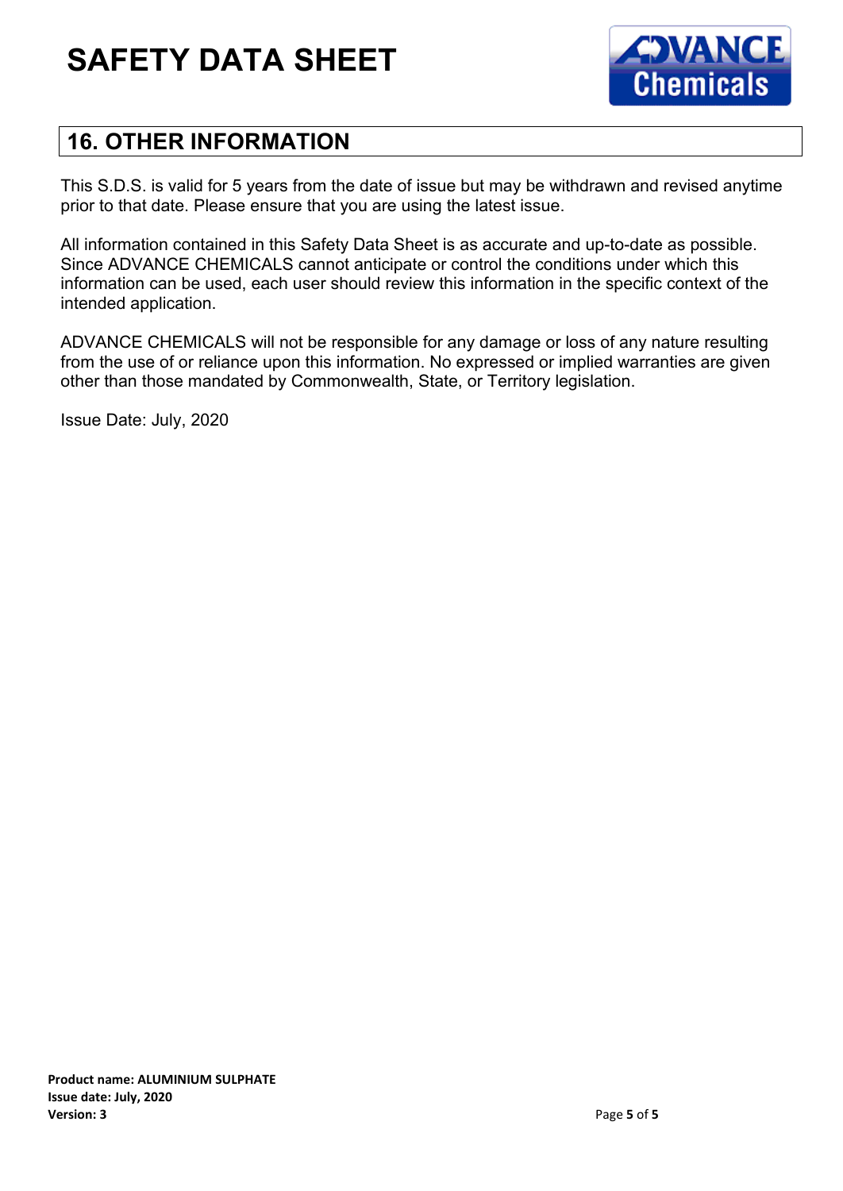## 16. OTHER INFORMATION

This S.D.S. is valid for 5 years from the date of issue but may be withdrawn and revised anytime prior to that date. Please ensure that you are using the latest issue.

All information contained in this Safety Data Sheet is as accurate and up-to-date as possible. Since ADVANCE CHEMICALS cannot anticipate or control the conditions under which this information can be used, each user should review this information in the specific context of the intended application.

ADVANCE CHEMICALS will not be responsible for any damage or loss of any nature resulting from the use of or reliance upon this information. No expressed or implied warranties are given other than those mandated by Commonwealth, State, or Territory legislation.

Issue Date: July, 2020